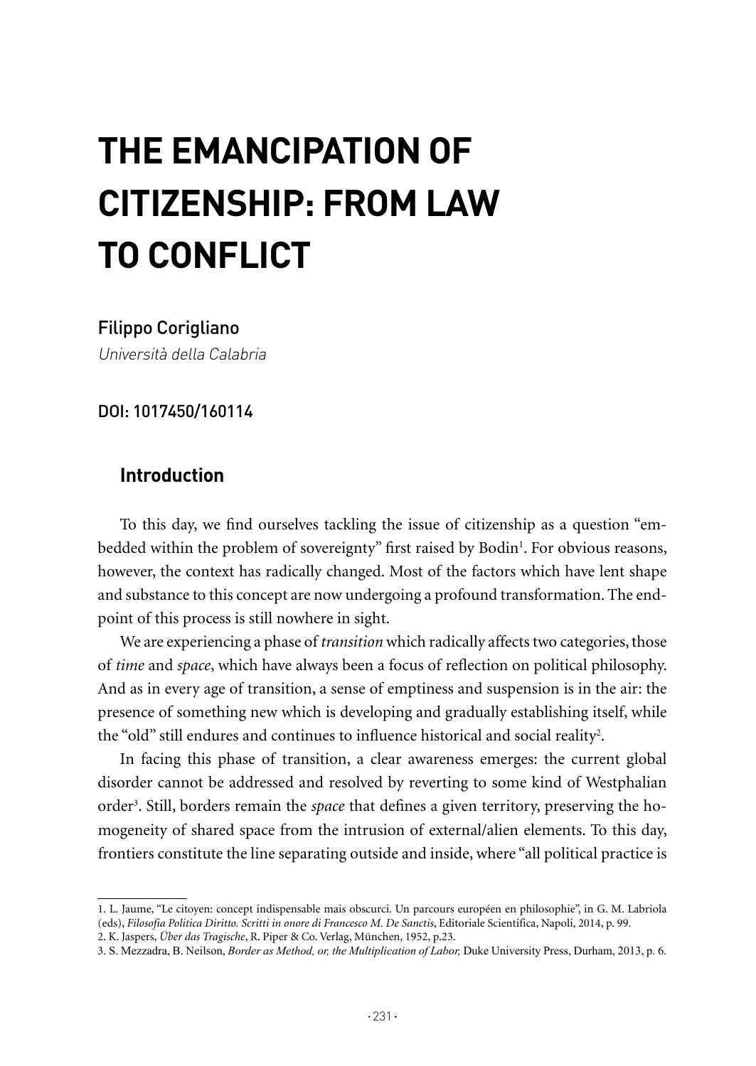# THE EMANCIPATION OF CITIZENSHIP: FROM LAW TO CONFLICT

Filippo Corigliano

*Università della Calabria*

DOI: 1017450/160114

## Introduction

To this day, we find ourselves tackling the issue of citizenship as a question "embedded within the problem of sovereignty" first raised by Bodin[1]. For obvious reasons, however, the context has radically changed. Most of the factors which have lent shape and substance to this concept are now undergoing a profound transformation. The endpoint of this process is still nowhere in sight.

We are experiencing a phase of *transition* which radically affects two categories, those of *time* and *space*, which have always been a focus of reflection on political philosophy. And as in every age of transition, a sense of emptiness and suspension is in the air: the presence of something new which is developing and gradually establishing itself, while the "old" still endures and continues to influence historical and social reality[2].

In facing this phase of transition, a clear awareness emerges: the current global disorder cannot be addressed and resolved by reverting to some kind of Westphalian order[3]. Still, borders remain the *space* that defines a given territory, preserving the homogeneity of shared space from the intrusion of external/alien elements. To this day, frontiers constitute the line separating outside and inside, where "all political practice is

---

1. L. Jaume, "Le citoyen: concept indispensable mais obscurci. Un parcours européen en philosophie", in G. M. Labriola (eds), *Filosofia Politica Diritto. Scritti in onore di Francesco M. De Sanctis*, Editoriale Scientifica, Napoli, 2014, p. 99.
2. K. Jaspers, *Über das Tragische*, R. Piper & Co. Verlag, München, 1952, p.23.
3. S. Mezzadra, B. Neilson, *Border as Method, or, the Multiplication of Labor,* Duke University Press, Durham, 2013, p. 6.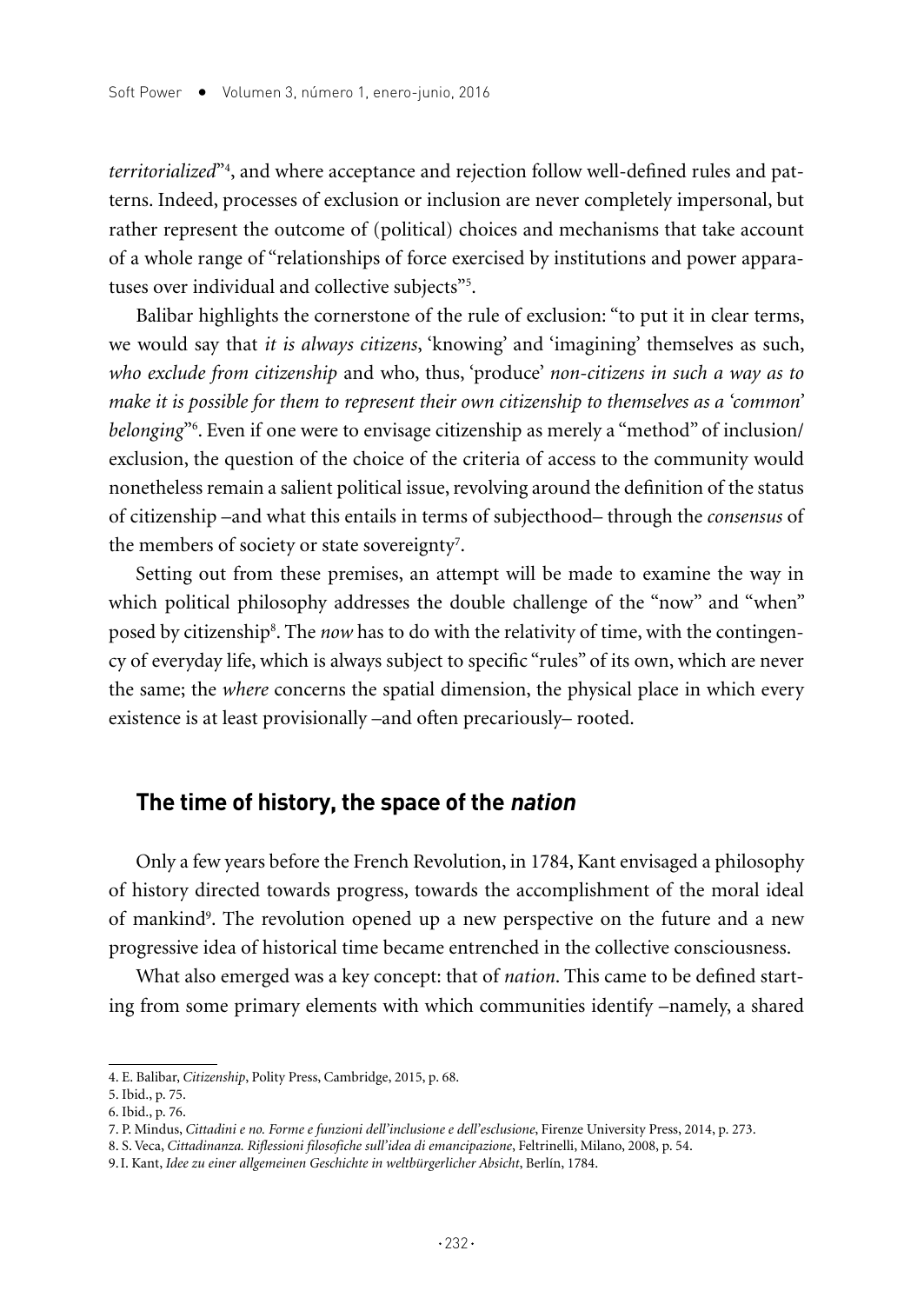*territorialized*"[4], and where acceptance and rejection follow well-defined rules and patterns. Indeed, processes of exclusion or inclusion are never completely impersonal, but rather represent the outcome of (political) choices and mechanisms that take account of a whole range of "relationships of force exercised by institutions and power apparatuses over individual and collective subjects"[5].

Balibar highlights the cornerstone of the rule of exclusion: "to put it in clear terms, we would say that *it is always citizens*, 'knowing' and 'imagining' themselves as such, *who exclude from citizenship* and who, thus, 'produce' *non-citizens in such a way as to make it is possible for them to represent their own citizenship to themselves as a 'common' belonging*"[6]. Even if one were to envisage citizenship as merely a "method" of inclusion/exclusion, the question of the choice of the criteria of access to the community would nonetheless remain a salient political issue, revolving around the definition of the status of citizenship –and what this entails in terms of subjecthood– through the *consensus* of the members of society or state sovereignty[7].

Setting out from these premises, an attempt will be made to examine the way in which political philosophy addresses the double challenge of the "now" and "when" posed by citizenship[8]. The *now* has to do with the relativity of time, with the contingency of everyday life, which is always subject to specific "rules" of its own, which are never the same; the *where* concerns the spatial dimension, the physical place in which every existence is at least provisionally –and often precariously– rooted.

## The time of history, the space of the *nation*

Only a few years before the French Revolution, in 1784, Kant envisaged a philosophy of history directed towards progress, towards the accomplishment of the moral ideal of mankind[9]. The revolution opened up a new perspective on the future and a new progressive idea of historical time became entrenched in the collective consciousness.

What also emerged was a key concept: that of *nation*. This came to be defined starting from some primary elements with which communities identify –namely, a shared

4. E. Balibar, *Citizenship*, Polity Press, Cambridge, 2015, p. 68.
5. Ibid., p. 75.
6. Ibid., p. 76.
7. P. Mindus, *Cittadini e no. Forme e funzioni dell'inclusione e dell'esclusione*, Firenze University Press, 2014, p. 273.
8. S. Veca, *Cittadinanza. Riflessioni filosofiche sull'idea di emancipazione*, Feltrinelli, Milano, 2008, p. 54.
9. I. Kant, *Idee zu einer allgemeinen Geschichte in weltbürgerlicher Absicht*, Berlín, 1784.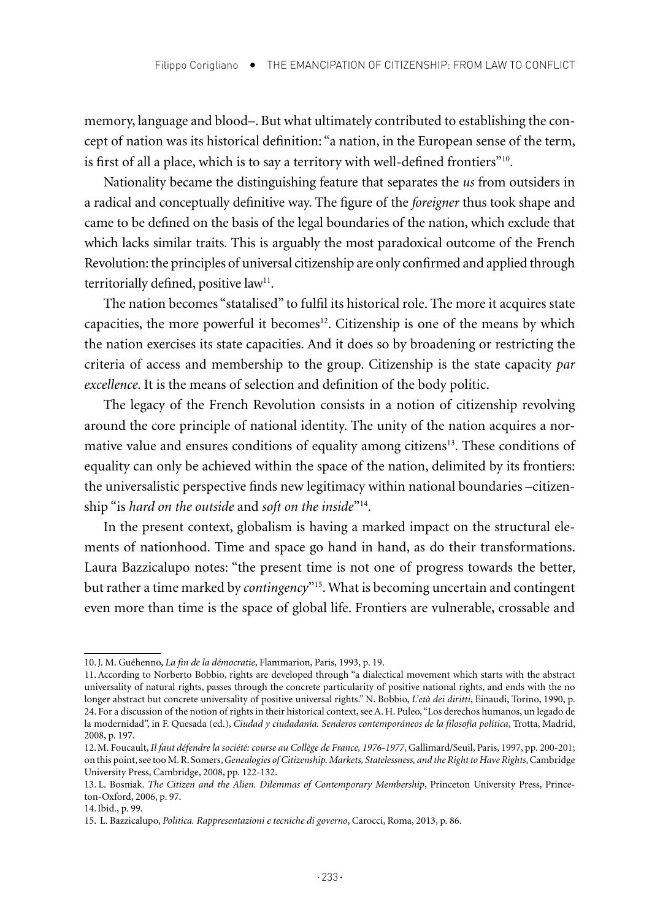memory, language and blood–. But what ultimately contributed to establishing the concept of nation was its historical definition: "a nation, in the European sense of the term, is first of all a place, which is to say a territory with well-defined frontiers"[10].

Nationality became the distinguishing feature that separates the *us* from outsiders in a radical and conceptually definitive way. The figure of the *foreigner* thus took shape and came to be defined on the basis of the legal boundaries of the nation, which exclude that which lacks similar traits. This is arguably the most paradoxical outcome of the French Revolution: the principles of universal citizenship are only confirmed and applied through territorially defined, positive law[11].

The nation becomes "statalised" to fulfil its historical role. The more it acquires state capacities, the more powerful it becomes[12]. Citizenship is one of the means by which the nation exercises its state capacities. And it does so by broadening or restricting the criteria of access and membership to the group. Citizenship is the state capacity *par excellence*. It is the means of selection and definition of the body politic.

The legacy of the French Revolution consists in a notion of citizenship revolving around the core principle of national identity. The unity of the nation acquires a normative value and ensures conditions of equality among citizens[13]. These conditions of equality can only be achieved within the space of the nation, delimited by its frontiers: the universalistic perspective finds new legitimacy within national boundaries –citizenship "is *hard on the outside* and *soft on the inside*"[14].

In the present context, globalism is having a marked impact on the structural elements of nationhood. Time and space go hand in hand, as do their transformations. Laura Bazzicalupo notes: "the present time is not one of progress towards the better, but rather a time marked by *contingency*"[15]. What is becoming uncertain and contingent even more than time is the space of global life. Frontiers are vulnerable, crossable and

---

10. J. M. Guéhenno, *La fin de la démocratie*, Flammarion, Paris, 1993, p. 19.

11. According to Norberto Bobbio, rights are developed through "a dialectical movement which starts with the abstract universality of natural rights, passes through the concrete particularity of positive national rights, and ends with the no longer abstract but concrete universality of positive universal rights." N. Bobbio, *L'età dei diritti*, Einaudi, Torino, 1990, p. 24. For a discussion of the notion of rights in their historical context, see A. H. Puleo, "Los derechos humanos, un legado de la modernidad", in F. Quesada (ed.), *Ciudad y ciudadanía. Senderos contemporáneos de la filosofía política*, Trotta, Madrid, 2008, p. 197.

12. M. Foucault, *Il faut défendre la société: course au Collège de France, 1976-1977*, Gallimard/Seuil, Paris, 1997, pp. 200-201; on this point, see too M. R. Somers, *Genealogies of Citizenship. Markets, Statelessness, and the Right to Have Rights*, Cambridge University Press, Cambridge, 2008, pp. 122-132.

13. L. Bosniak. *The Citizen and the Alien. Dilemmas of Contemporary Membership*, Princeton University Press, Princeton-Oxford, 2006, p. 97.

14. Ibid., p. 99.

15. L. Bazzicalupo, *Politica. Rappresentazioni e tecniche di governo*, Carocci, Roma, 2013, p. 86.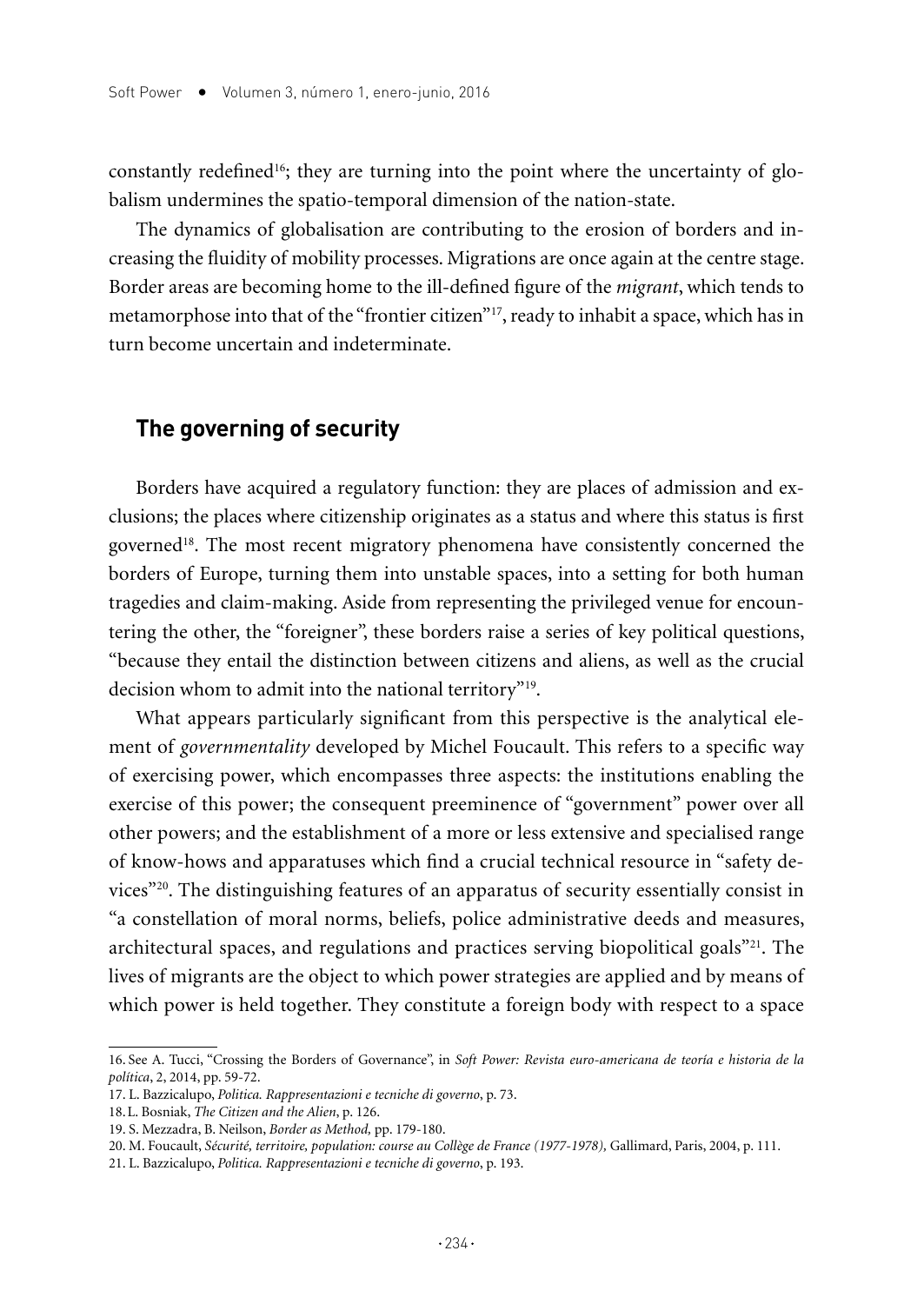constantly redefined[16]; they are turning into the point where the uncertainty of globalism undermines the spatio-temporal dimension of the nation-state.

The dynamics of globalisation are contributing to the erosion of borders and increasing the fluidity of mobility processes. Migrations are once again at the centre stage. Border areas are becoming home to the ill-defined figure of the *migrant*, which tends to metamorphose into that of the "frontier citizen"[17], ready to inhabit a space, which has in turn become uncertain and indeterminate.

## The governing of security

Borders have acquired a regulatory function: they are places of admission and exclusions; the places where citizenship originates as a status and where this status is first governed[18]. The most recent migratory phenomena have consistently concerned the borders of Europe, turning them into unstable spaces, into a setting for both human tragedies and claim-making. Aside from representing the privileged venue for encountering the other, the "foreigner", these borders raise a series of key political questions, "because they entail the distinction between citizens and aliens, as well as the crucial decision whom to admit into the national territory"[19].

What appears particularly significant from this perspective is the analytical element of *governmentality* developed by Michel Foucault. This refers to a specific way of exercising power, which encompasses three aspects: the institutions enabling the exercise of this power; the consequent preeminence of "government" power over all other powers; and the establishment of a more or less extensive and specialised range of know-hows and apparatuses which find a crucial technical resource in "safety devices"[20]. The distinguishing features of an apparatus of security essentially consist in "a constellation of moral norms, beliefs, police administrative deeds and measures, architectural spaces, and regulations and practices serving biopolitical goals"[21]. The lives of migrants are the object to which power strategies are applied and by means of which power is held together. They constitute a foreign body with respect to a space

16. See A. Tucci, "Crossing the Borders of Governance", in *Soft Power: Revista euro-americana de teoría e historia de la política*, 2, 2014, pp. 59-72.
17. L. Bazzicalupo, *Politica. Rappresentazioni e tecniche di governo*, p. 73.
18. L. Bosniak, *The Citizen and the Alien*, p. 126.
19. S. Mezzadra, B. Neilson, *Border as Method,* pp. 179-180.
20. M. Foucault, *Sécurité, territoire, population: course au Collège de France (1977-1978),* Gallimard, Paris, 2004, p. 111.
21. L. Bazzicalupo, *Politica. Rappresentazioni e tecniche di governo*, p. 193.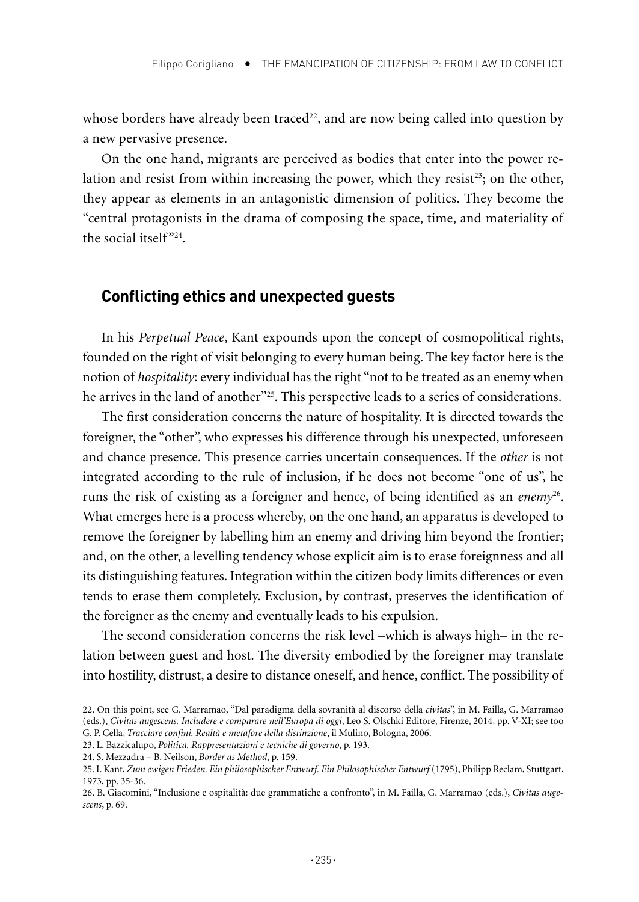whose borders have already been traced[22], and are now being called into question by a new pervasive presence.

On the one hand, migrants are perceived as bodies that enter into the power relation and resist from within increasing the power, which they resist[23]; on the other, they appear as elements in an antagonistic dimension of politics. They become the "central protagonists in the drama of composing the space, time, and materiality of the social itself"[24].

## Conflicting ethics and unexpected guests

In his *Perpetual Peace*, Kant expounds upon the concept of cosmopolitical rights, founded on the right of visit belonging to every human being. The key factor here is the notion of *hospitality*: every individual has the right "not to be treated as an enemy when he arrives in the land of another"[25]. This perspective leads to a series of considerations.

The first consideration concerns the nature of hospitality. It is directed towards the foreigner, the "other", who expresses his difference through his unexpected, unforeseen and chance presence. This presence carries uncertain consequences. If the *other* is not integrated according to the rule of inclusion, if he does not become "one of us", he runs the risk of existing as a foreigner and hence, of being identified as an *enemy*[26]. What emerges here is a process whereby, on the one hand, an apparatus is developed to remove the foreigner by labelling him an enemy and driving him beyond the frontier; and, on the other, a levelling tendency whose explicit aim is to erase foreignness and all its distinguishing features. Integration within the citizen body limits differences or even tends to erase them completely. Exclusion, by contrast, preserves the identification of the foreigner as the enemy and eventually leads to his expulsion.

The second consideration concerns the risk level –which is always high– in the relation between guest and host. The diversity embodied by the foreigner may translate into hostility, distrust, a desire to distance oneself, and hence, conflict. The possibility of

---

22. On this point, see G. Marramao, "Dal paradigma della sovranità al discorso della *civitas*", in M. Failla, G. Marramao (eds.), *Civitas augescens. Includere e comparare nell'Europa di oggi*, Leo S. Olschki Editore, Firenze, 2014, pp. V-XI; see too G. P. Cella, *Tracciare confini. Realtà e metafore della distinzione*, il Mulino, Bologna, 2006.

23. L. Bazzicalupo, *Politica. Rappresentazioni e tecniche di governo*, p. 193.

24. S. Mezzadra – B. Neilson, *Border as Method*, p. 159.

25. I. Kant, *Zum ewigen Frieden. Ein philosophischer Entwurf. Ein Philosophischer Entwurf* (1795), Philipp Reclam, Stuttgart, 1973, pp. 35-36.

26. B. Giacomini, "Inclusione e ospitalità: due grammatiche a confronto", in M. Failla, G. Marramao (eds.), *Civitas augescens*, p. 69.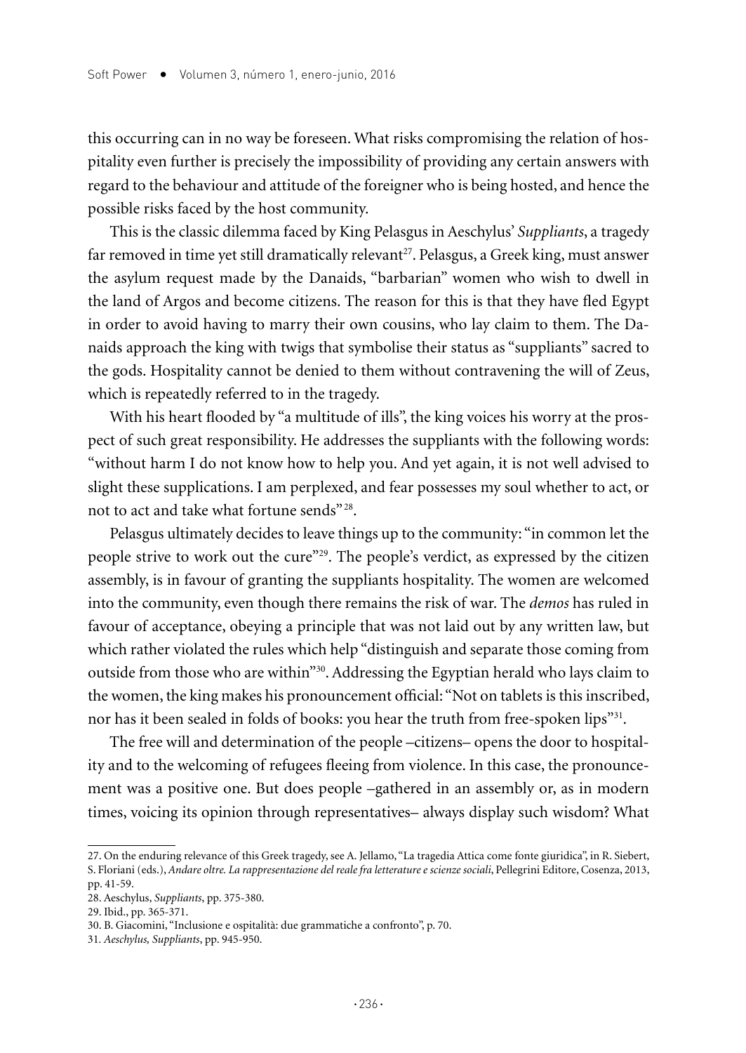this occurring can in no way be foreseen. What risks compromising the relation of hospitality even further is precisely the impossibility of providing any certain answers with regard to the behaviour and attitude of the foreigner who is being hosted, and hence the possible risks faced by the host community.

This is the classic dilemma faced by King Pelasgus in Aeschylus' *Suppliants*, a tragedy far removed in time yet still dramatically relevant[27]. Pelasgus, a Greek king, must answer the asylum request made by the Danaids, "barbarian" women who wish to dwell in the land of Argos and become citizens. The reason for this is that they have fled Egypt in order to avoid having to marry their own cousins, who lay claim to them. The Danaids approach the king with twigs that symbolise their status as "suppliants" sacred to the gods. Hospitality cannot be denied to them without contravening the will of Zeus, which is repeatedly referred to in the tragedy.

With his heart flooded by "a multitude of ills", the king voices his worry at the prospect of such great responsibility. He addresses the suppliants with the following words: "without harm I do not know how to help you. And yet again, it is not well advised to slight these supplications. I am perplexed, and fear possesses my soul whether to act, or not to act and take what fortune sends"[28].

Pelasgus ultimately decides to leave things up to the community: "in common let the people strive to work out the cure"[29]. The people's verdict, as expressed by the citizen assembly, is in favour of granting the suppliants hospitality. The women are welcomed into the community, even though there remains the risk of war. The *demos* has ruled in favour of acceptance, obeying a principle that was not laid out by any written law, but which rather violated the rules which help "distinguish and separate those coming from outside from those who are within"[30]. Addressing the Egyptian herald who lays claim to the women, the king makes his pronouncement official: "Not on tablets is this inscribed, nor has it been sealed in folds of books: you hear the truth from free-spoken lips"[31].

The free will and determination of the people –citizens– opens the door to hospitality and to the welcoming of refugees fleeing from violence. In this case, the pronouncement was a positive one. But does people –gathered in an assembly or, as in modern times, voicing its opinion through representatives– always display such wisdom? What

---

27. On the enduring relevance of this Greek tragedy, see A. Jellamo, "La tragedia Attica come fonte giuridica", in R. Siebert, S. Floriani (eds.), *Andare oltre. La rappresentazione del reale fra letterature e scienze sociali*, Pellegrini Editore, Cosenza, 2013, pp. 41-59.

28. Aeschylus, *Suppliants*, pp. 375-380.

29. Ibid., pp. 365-371.

30. B. Giacomini, "Inclusione e ospitalità: due grammatiche a confronto", p. 70.

31. *Aeschylus, Suppliants*, pp. 945-950.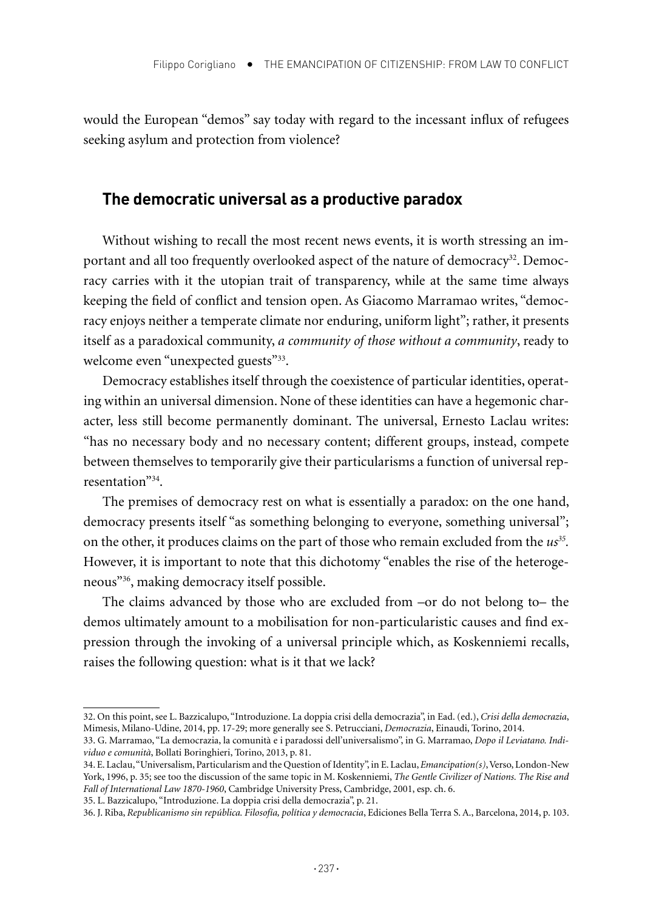would the European "demos" say today with regard to the incessant influx of refugees seeking asylum and protection from violence?

## The democratic universal as a productive paradox

Without wishing to recall the most recent news events, it is worth stressing an important and all too frequently overlooked aspect of the nature of democracy[32]. Democracy carries with it the utopian trait of transparency, while at the same time always keeping the field of conflict and tension open. As Giacomo Marramao writes, "democracy enjoys neither a temperate climate nor enduring, uniform light"; rather, it presents itself as a paradoxical community, *a community of those without a community*, ready to welcome even "unexpected guests"[33].

Democracy establishes itself through the coexistence of particular identities, operating within an universal dimension. None of these identities can have a hegemonic character, less still become permanently dominant. The universal, Ernesto Laclau writes: "has no necessary body and no necessary content; different groups, instead, compete between themselves to temporarily give their particularisms a function of universal representation"[34].

The premises of democracy rest on what is essentially a paradox: on the one hand, democracy presents itself "as something belonging to everyone, something universal"; on the other, it produces claims on the part of those who remain excluded from the *us*[35]. However, it is important to note that this dichotomy "enables the rise of the heterogeneous"[36], making democracy itself possible.

The claims advanced by those who are excluded from –or do not belong to– the demos ultimately amount to a mobilisation for non-particularistic causes and find expression through the invoking of a universal principle which, as Koskenniemi recalls, raises the following question: what is it that we lack?

---

32. On this point, see L. Bazzicalupo, "Introduzione. La doppia crisi della democrazia", in Ead. (ed.), *Crisi della democrazia*, Mimesis, Milano-Udine, 2014, pp. 17-29; more generally see S. Petrucciani, *Democrazia*, Einaudi, Torino, 2014.

33. G. Marramao, "La democrazia, la comunità e i paradossi dell'universalismo", in G. Marramao, *Dopo il Leviatano. Individuo e comunità*, Bollati Boringhieri, Torino, 2013, p. 81.

34. E. Laclau, "Universalism, Particularism and the Question of Identity", in E. Laclau, *Emancipation(s)*, Verso, London-New York, 1996, p. 35; see too the discussion of the same topic in M. Koskenniemi, *The Gentle Civilizer of Nations. The Rise and Fall of International Law 1870-1960*, Cambridge University Press, Cambridge, 2001, esp. ch. 6.

35. L. Bazzicalupo, "Introduzione. La doppia crisi della democrazia", p. 21.

36. J. Riba, *Republicanismo sin república. Filosofía, política y democracia*, Ediciones Bella Terra S. A., Barcelona, 2014, p. 103.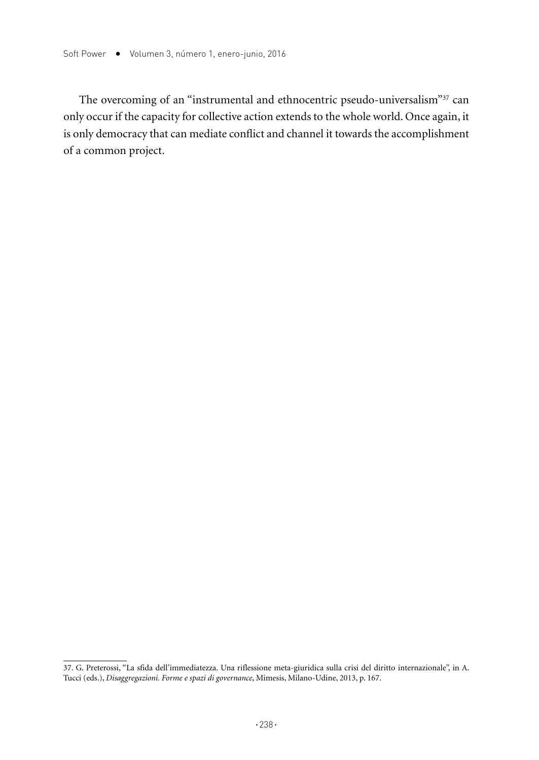The overcoming of an "instrumental and ethnocentric pseudo-universalism"[37] can only occur if the capacity for collective action extends to the whole world. Once again, it is only democracy that can mediate conflict and channel it towards the accomplishment of a common project.

---

37. G. Preterossi, "La sfida dell'immediatezza. Una riflessione meta-giuridica sulla crisi del diritto internazionale", in A. Tucci (eds.), *Disaggregazioni. Forme e spazi di governance*, Mimesis, Milano-Udine, 2013, p. 167.